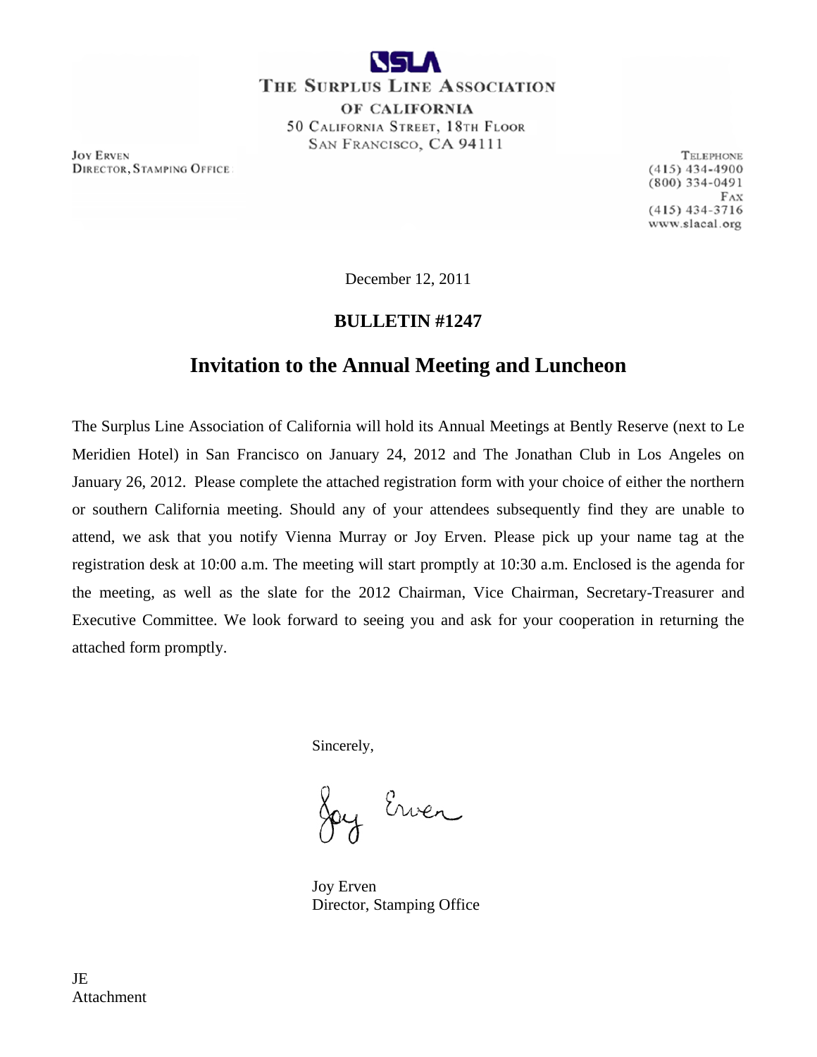SLA

THE SURPLUS LINE ASSOCIATION
OF CALIFORNIA
50 CALIFORNIA STREET, 18TH FLOOR
SAN FRANCISCO, CA 94111

JOY ERVEN
DIRECTOR, STAMPING OFFICE

TELEPHONE
(415) 434-4900
(800) 334-0491
FAX
(415) 434-3716
www.slacal.org

December 12, 2011

**BULLETIN #1247**

## Invitation to the Annual Meeting and Luncheon

The Surplus Line Association of California will hold its Annual Meetings at Bently Reserve (next to Le Meridien Hotel) in San Francisco on January 24, 2012 and The Jonathan Club in Los Angeles on January 26, 2012. Please complete the attached registration form with your choice of either the northern or southern California meeting. Should any of your attendees subsequently find they are unable to attend, we ask that you notify Vienna Murray or Joy Erven. Please pick up your name tag at the registration desk at 10:00 a.m. The meeting will start promptly at 10:30 a.m. Enclosed is the agenda for the meeting, as well as the slate for the 2012 Chairman, Vice Chairman, Secretary-Treasurer and Executive Committee. We look forward to seeing you and ask for your cooperation in returning the attached form promptly.

Sincerely,

Joy Erven

Joy Erven
Director, Stamping Office

JE
Attachment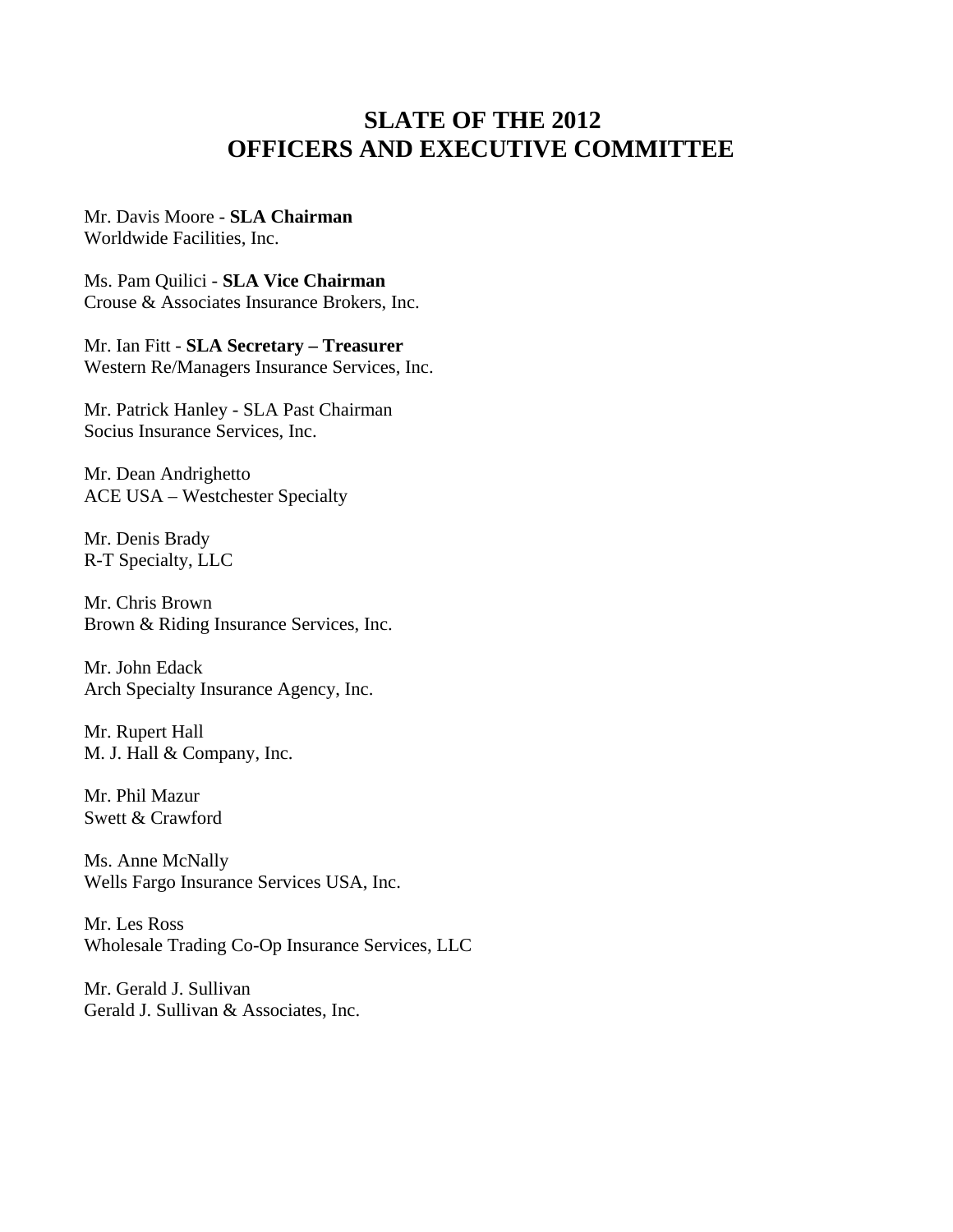# SLATE OF THE 2012
# OFFICERS AND EXECUTIVE COMMITTEE

Mr. Davis Moore - **SLA Chairman**
Worldwide Facilities, Inc.

Ms. Pam Quilici - **SLA Vice Chairman**
Crouse & Associates Insurance Brokers, Inc.

Mr. Ian Fitt - **SLA Secretary – Treasurer**
Western Re/Managers Insurance Services, Inc.

Mr. Patrick Hanley - SLA Past Chairman
Socius Insurance Services, Inc.

Mr. Dean Andrighetto
ACE USA – Westchester Specialty

Mr. Denis Brady
R-T Specialty, LLC

Mr. Chris Brown
Brown & Riding Insurance Services, Inc.

Mr. John Edack
Arch Specialty Insurance Agency, Inc.

Mr. Rupert Hall
M. J. Hall & Company, Inc.

Mr. Phil Mazur
Swett & Crawford

Ms. Anne McNally
Wells Fargo Insurance Services USA, Inc.

Mr. Les Ross
Wholesale Trading Co-Op Insurance Services, LLC

Mr. Gerald J. Sullivan
Gerald J. Sullivan & Associates, Inc.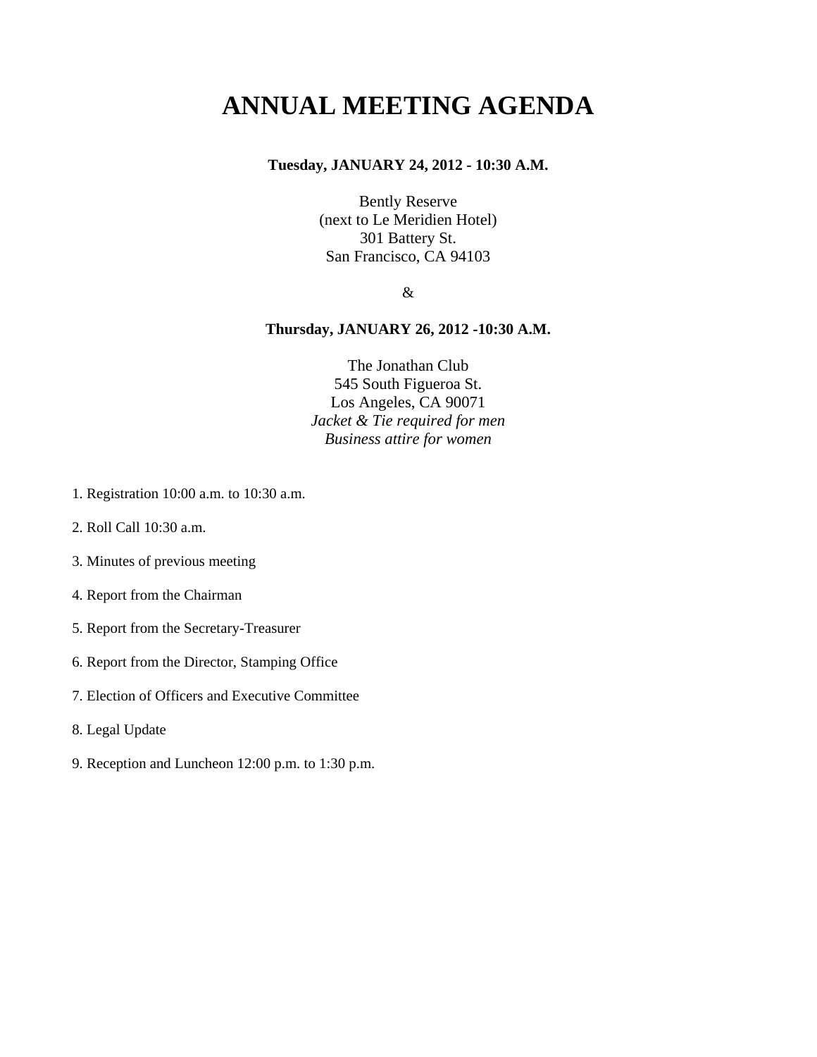# ANNUAL MEETING AGENDA

**Tuesday, JANUARY 24, 2012 - 10:30 A.M.**

Bently Reserve  
(next to Le Meridien Hotel)  
301 Battery St.  
San Francisco, CA 94103

&

**Thursday, JANUARY 26, 2012 -10:30 A.M.**

The Jonathan Club  
545 South Figueroa St.  
Los Angeles, CA 90071  
*Jacket & Tie required for men*  
*Business attire for women*

1. Registration 10:00 a.m. to 10:30 a.m.

2. Roll Call 10:30 a.m.

3. Minutes of previous meeting

4. Report from the Chairman

5. Report from the Secretary-Treasurer

6. Report from the Director, Stamping Office

7. Election of Officers and Executive Committee

8. Legal Update

9. Reception and Luncheon 12:00 p.m. to 1:30 p.m.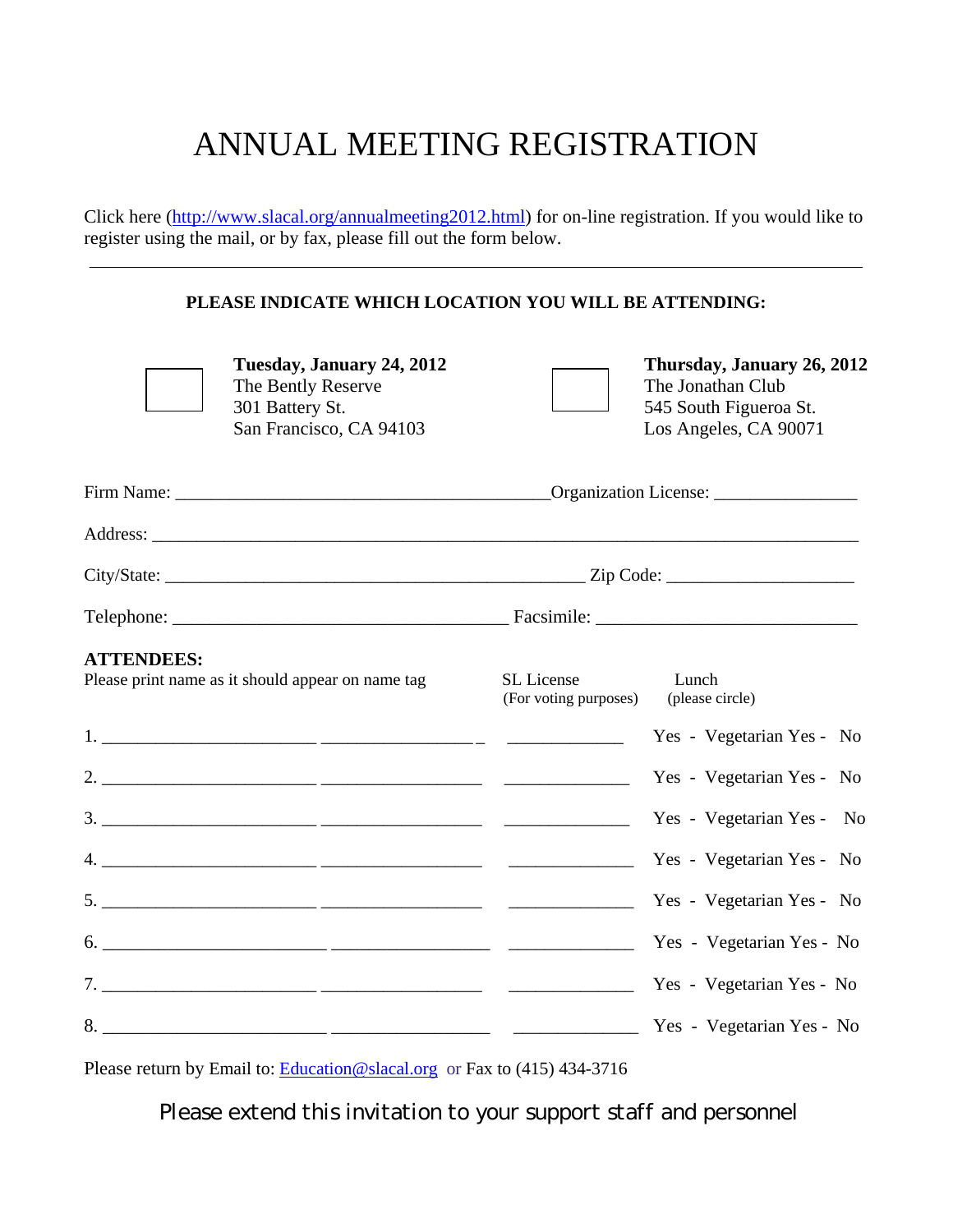# ANNUAL MEETING REGISTRATION

Click here (http://www.slacal.org/annualmeeting2012.html) for on-line registration. If you would like to register using the mail, or by fax, please fill out the form below.

---

**PLEASE INDICATE WHICH LOCATION YOU WILL BE ATTENDING:**

☐ **Tuesday, January 24, 2012**
The Bently Reserve
301 Battery St.
San Francisco, CA 94103

☐ **Thursday, January 26, 2012**
The Jonathan Club
545 South Figueroa St.
Los Angeles, CA 90071

Firm Name: ________________________________________ Organization License: _______________

Address: ___________________________________________________________________________

City/State: ______________________________________________ Zip Code: ____________________

Telephone: ____________________________________ Facsimile: ___________________________

**ATTENDEES:**

| Please print name as it should appear on name tag | SL License (For voting purposes) | Lunch (please circle) |
|---|---|---|
| 1. ______________________ ________________ | ____________ | Yes - Vegetarian Yes - No |
| 2. ______________________ ________________ | ____________ | Yes - Vegetarian Yes - No |
| 3. ______________________ ________________ | ____________ | Yes - Vegetarian Yes - No |
| 4. ______________________ ________________ | ____________ | Yes - Vegetarian Yes - No |
| 5. ______________________ ________________ | ____________ | Yes - Vegetarian Yes - No |
| 6. ______________________ ________________ | ____________ | Yes - Vegetarian Yes - No |
| 7. ______________________ ________________ | ____________ | Yes - Vegetarian Yes - No |
| 8. ______________________ ________________ | ____________ | Yes - Vegetarian Yes - No |

Please return by Email to: Education@slacal.org or Fax to (415) 434-3716

Please extend this invitation to your support staff and personnel